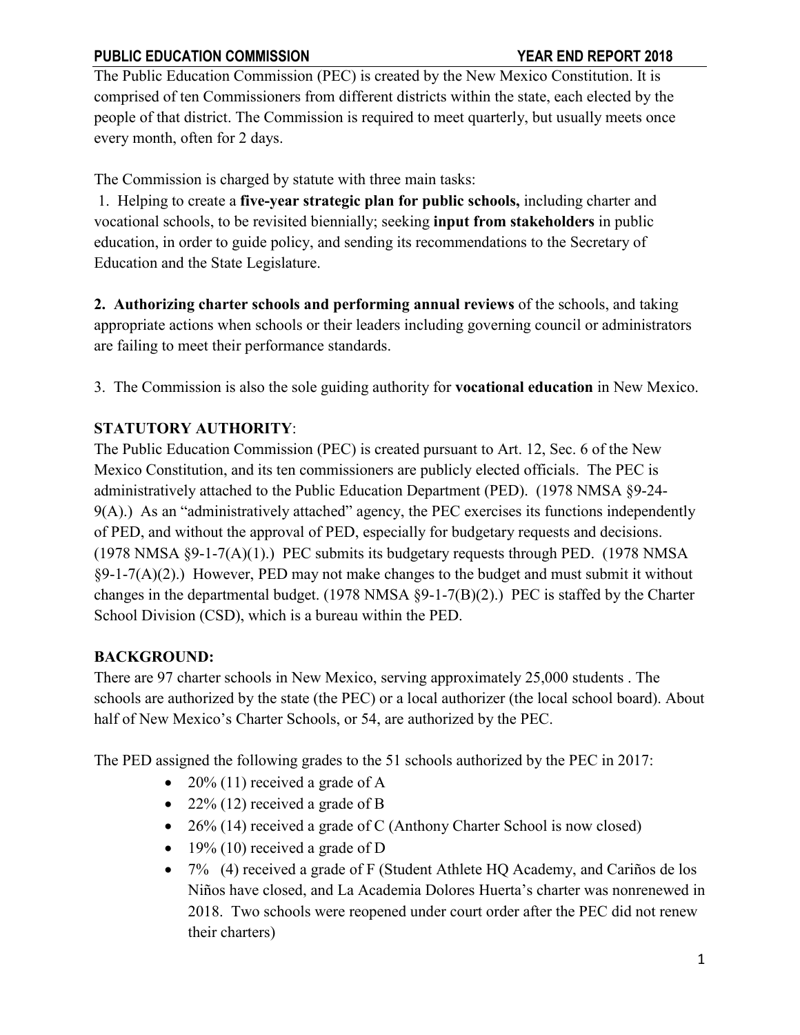The Public Education Commission (PEC) is created by the New Mexico Constitution. It is comprised of ten Commissioners from different districts within the state, each elected by the people of that district. The Commission is required to meet quarterly, but usually meets once every month, often for 2 days.

The Commission is charged by statute with three main tasks:

1. Helping to create a **five-year strategic plan for public schools,** including charter and vocational schools, to be revisited biennially; seeking **input from stakeholders** in public education, in order to guide policy, and sending its recommendations to the Secretary of Education and the State Legislature.

2. **Authorizing charter schools and performing annual reviews** of the schools, and taking appropriate actions when schools or their leaders including governing council or administrators are failing to meet their performance standards.

3. The Commission is also the sole guiding authority for **vocational education** in New Mexico.

**STATUTORY AUTHORITY**:

The Public Education Commission (PEC) is created pursuant to Art. 12, Sec. 6 of the New Mexico Constitution, and its ten commissioners are publicly elected officials. The PEC is administratively attached to the Public Education Department (PED). (1978 NMSA §9-24-9(A).) As an "administratively attached" agency, the PEC exercises its functions independently of PED, and without the approval of PED, especially for budgetary requests and decisions. (1978 NMSA §9-1-7(A)(1).) PEC submits its budgetary requests through PED. (1978 NMSA §9-1-7(A)(2).) However, PED may not make changes to the budget and must submit it without changes in the departmental budget. (1978 NMSA §9-1-7(B)(2).) PEC is staffed by the Charter School Division (CSD), which is a bureau within the PED.

**BACKGROUND:**

There are 97 charter schools in New Mexico, serving approximately 25,000 students . The schools are authorized by the state (the PEC) or a local authorizer (the local school board). About half of New Mexico's Charter Schools, or 54, are authorized by the PEC.

The PED assigned the following grades to the 51 schools authorized by the PEC in 2017:

- 20% (11) received a grade of A
- 22% (12) received a grade of B
- 26% (14) received a grade of C (Anthony Charter School is now closed)
- 19% (10) received a grade of D
- 7% (4) received a grade of F (Student Athlete HQ Academy, and Cariños de los Niños have closed, and La Academia Dolores Huerta's charter was nonrenewed in 2018. Two schools were reopened under court order after the PEC did not renew their charters)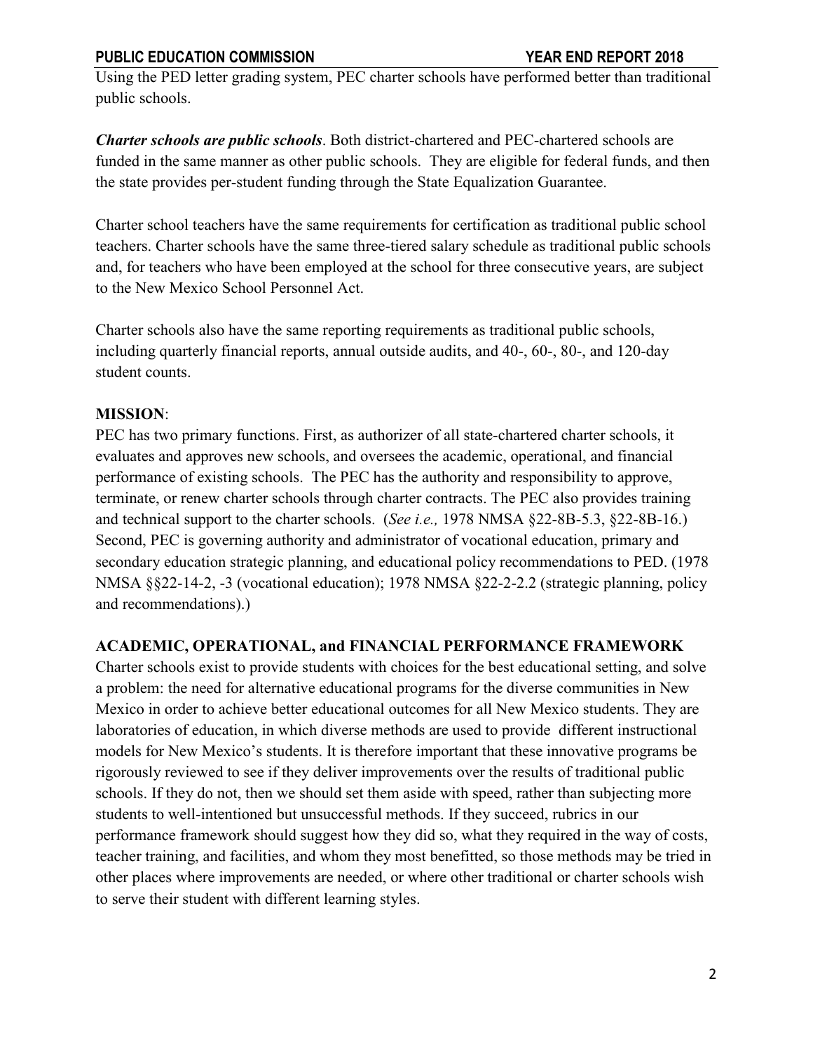Using the PED letter grading system, PEC charter schools have performed better than traditional public schools.

***Charter schools are public schools***. Both district-chartered and PEC-chartered schools are funded in the same manner as other public schools. They are eligible for federal funds, and then the state provides per-student funding through the State Equalization Guarantee.

Charter school teachers have the same requirements for certification as traditional public school teachers. Charter schools have the same three-tiered salary schedule as traditional public schools and, for teachers who have been employed at the school for three consecutive years, are subject to the New Mexico School Personnel Act.

Charter schools also have the same reporting requirements as traditional public schools, including quarterly financial reports, annual outside audits, and 40-, 60-, 80-, and 120-day student counts.

**MISSION**:

PEC has two primary functions. First, as authorizer of all state-chartered charter schools, it evaluates and approves new schools, and oversees the academic, operational, and financial performance of existing schools. The PEC has the authority and responsibility to approve, terminate, or renew charter schools through charter contracts. The PEC also provides training and technical support to the charter schools. (*See i.e.,* 1978 NMSA §22-8B-5.3, §22-8B-16.) Second, PEC is governing authority and administrator of vocational education, primary and secondary education strategic planning, and educational policy recommendations to PED. (1978 NMSA §§22-14-2, -3 (vocational education); 1978 NMSA §22-2-2.2 (strategic planning, policy and recommendations).)

**ACADEMIC, OPERATIONAL, and FINANCIAL PERFORMANCE FRAMEWORK**

Charter schools exist to provide students with choices for the best educational setting, and solve a problem: the need for alternative educational programs for the diverse communities in New Mexico in order to achieve better educational outcomes for all New Mexico students. They are laboratories of education, in which diverse methods are used to provide different instructional models for New Mexico's students. It is therefore important that these innovative programs be rigorously reviewed to see if they deliver improvements over the results of traditional public schools. If they do not, then we should set them aside with speed, rather than subjecting more students to well-intentioned but unsuccessful methods. If they succeed, rubrics in our performance framework should suggest how they did so, what they required in the way of costs, teacher training, and facilities, and whom they most benefitted, so those methods may be tried in other places where improvements are needed, or where other traditional or charter schools wish to serve their student with different learning styles.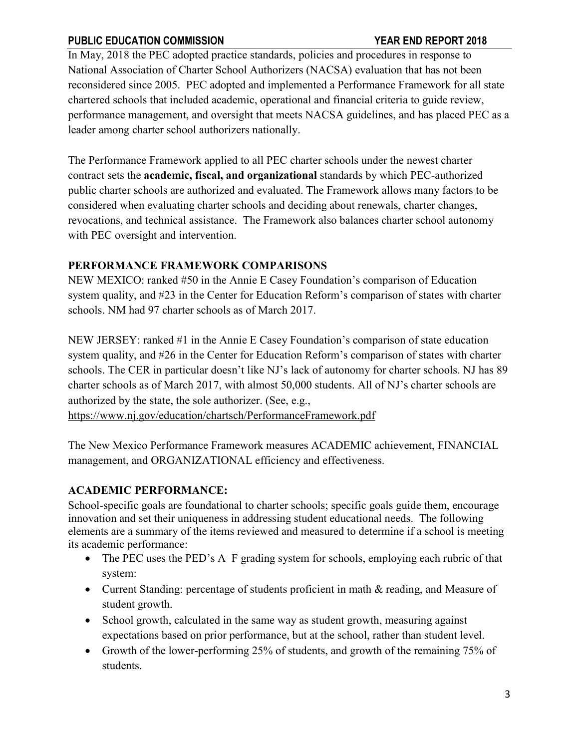In May, 2018 the PEC adopted practice standards, policies and procedures in response to National Association of Charter School Authorizers (NACSA) evaluation that has not been reconsidered since 2005. PEC adopted and implemented a Performance Framework for all state chartered schools that included academic, operational and financial criteria to guide review, performance management, and oversight that meets NACSA guidelines, and has placed PEC as a leader among charter school authorizers nationally.

The Performance Framework applied to all PEC charter schools under the newest charter contract sets the **academic, fiscal, and organizational** standards by which PEC-authorized public charter schools are authorized and evaluated. The Framework allows many factors to be considered when evaluating charter schools and deciding about renewals, charter changes, revocations, and technical assistance. The Framework also balances charter school autonomy with PEC oversight and intervention.

## PERFORMANCE FRAMEWORK COMPARISONS

NEW MEXICO: ranked #50 in the Annie E Casey Foundation's comparison of Education system quality, and #23 in the Center for Education Reform's comparison of states with charter schools. NM had 97 charter schools as of March 2017.

NEW JERSEY: ranked #1 in the Annie E Casey Foundation's comparison of state education system quality, and #26 in the Center for Education Reform's comparison of states with charter schools. The CER in particular doesn't like NJ's lack of autonomy for charter schools. NJ has 89 charter schools as of March 2017, with almost 50,000 students. All of NJ's charter schools are authorized by the state, the sole authorizer. (See, e.g., https://www.nj.gov/education/chartsch/PerformanceFramework.pdf

The New Mexico Performance Framework measures ACADEMIC achievement, FINANCIAL management, and ORGANIZATIONAL efficiency and effectiveness.

## ACADEMIC PERFORMANCE:

School-specific goals are foundational to charter schools; specific goals guide them, encourage innovation and set their uniqueness in addressing student educational needs. The following elements are a summary of the items reviewed and measured to determine if a school is meeting its academic performance:

- The PEC uses the PED's A–F grading system for schools, employing each rubric of that system:
- Current Standing: percentage of students proficient in math & reading, and Measure of student growth.
- School growth, calculated in the same way as student growth, measuring against expectations based on prior performance, but at the school, rather than student level.
- Growth of the lower-performing 25% of students, and growth of the remaining 75% of students.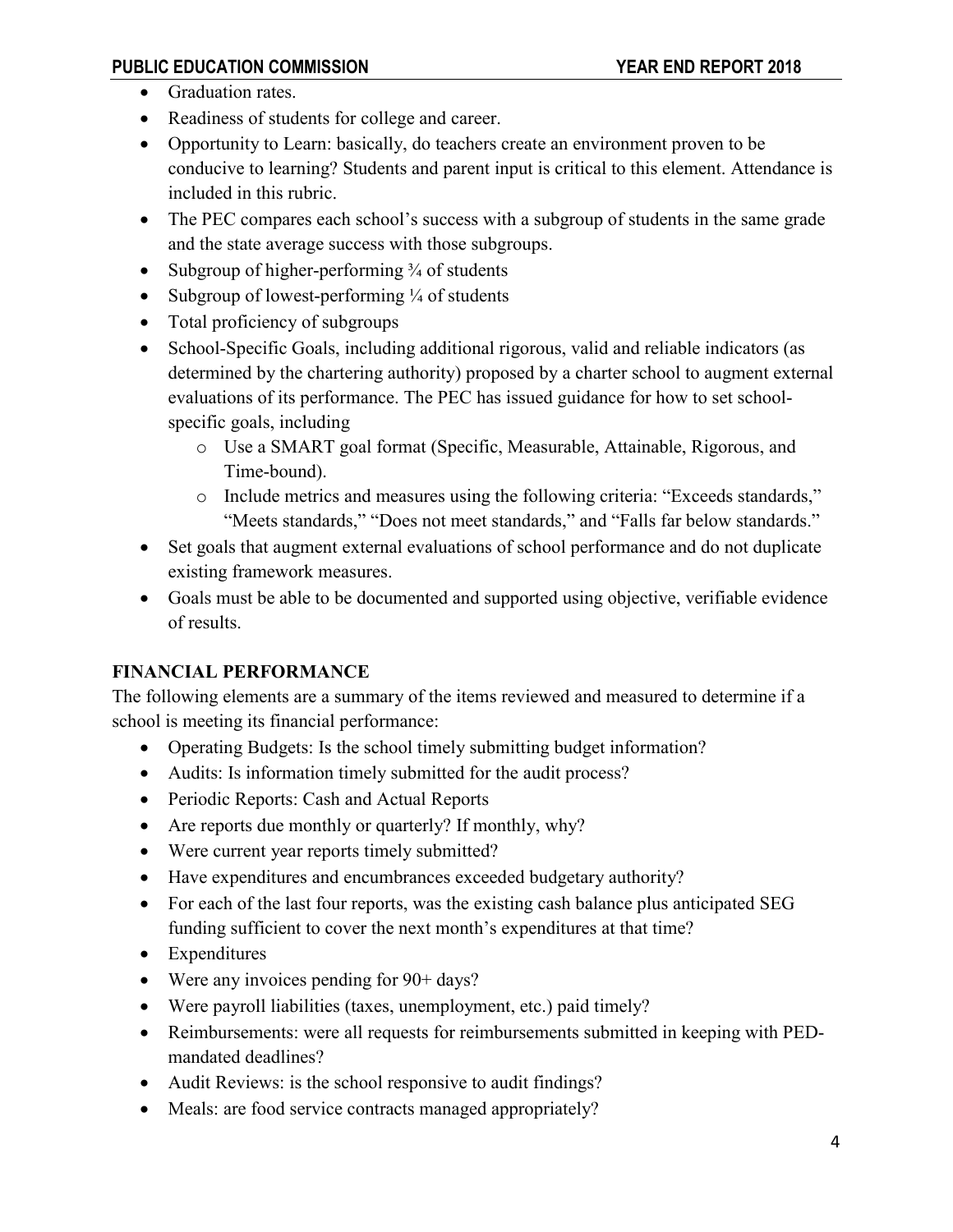- Graduation rates.
- Readiness of students for college and career.
- Opportunity to Learn: basically, do teachers create an environment proven to be conducive to learning? Students and parent input is critical to this element. Attendance is included in this rubric.
- The PEC compares each school's success with a subgroup of students in the same grade and the state average success with those subgroups.
- Subgroup of higher-performing ¾ of students
- Subgroup of lowest-performing ¼ of students
- Total proficiency of subgroups
- School-Specific Goals, including additional rigorous, valid and reliable indicators (as determined by the chartering authority) proposed by a charter school to augment external evaluations of its performance. The PEC has issued guidance for how to set school-specific goals, including
  - Use a SMART goal format (Specific, Measurable, Attainable, Rigorous, and Time-bound).
  - Include metrics and measures using the following criteria: "Exceeds standards," "Meets standards," "Does not meet standards," and "Falls far below standards."
- Set goals that augment external evaluations of school performance and do not duplicate existing framework measures.
- Goals must be able to be documented and supported using objective, verifiable evidence of results.

## FINANCIAL PERFORMANCE

The following elements are a summary of the items reviewed and measured to determine if a school is meeting its financial performance:

- Operating Budgets: Is the school timely submitting budget information?
- Audits: Is information timely submitted for the audit process?
- Periodic Reports: Cash and Actual Reports
- Are reports due monthly or quarterly? If monthly, why?
- Were current year reports timely submitted?
- Have expenditures and encumbrances exceeded budgetary authority?
- For each of the last four reports, was the existing cash balance plus anticipated SEG funding sufficient to cover the next month's expenditures at that time?
- Expenditures
- Were any invoices pending for 90+ days?
- Were payroll liabilities (taxes, unemployment, etc.) paid timely?
- Reimbursements: were all requests for reimbursements submitted in keeping with PED-mandated deadlines?
- Audit Reviews: is the school responsive to audit findings?
- Meals: are food service contracts managed appropriately?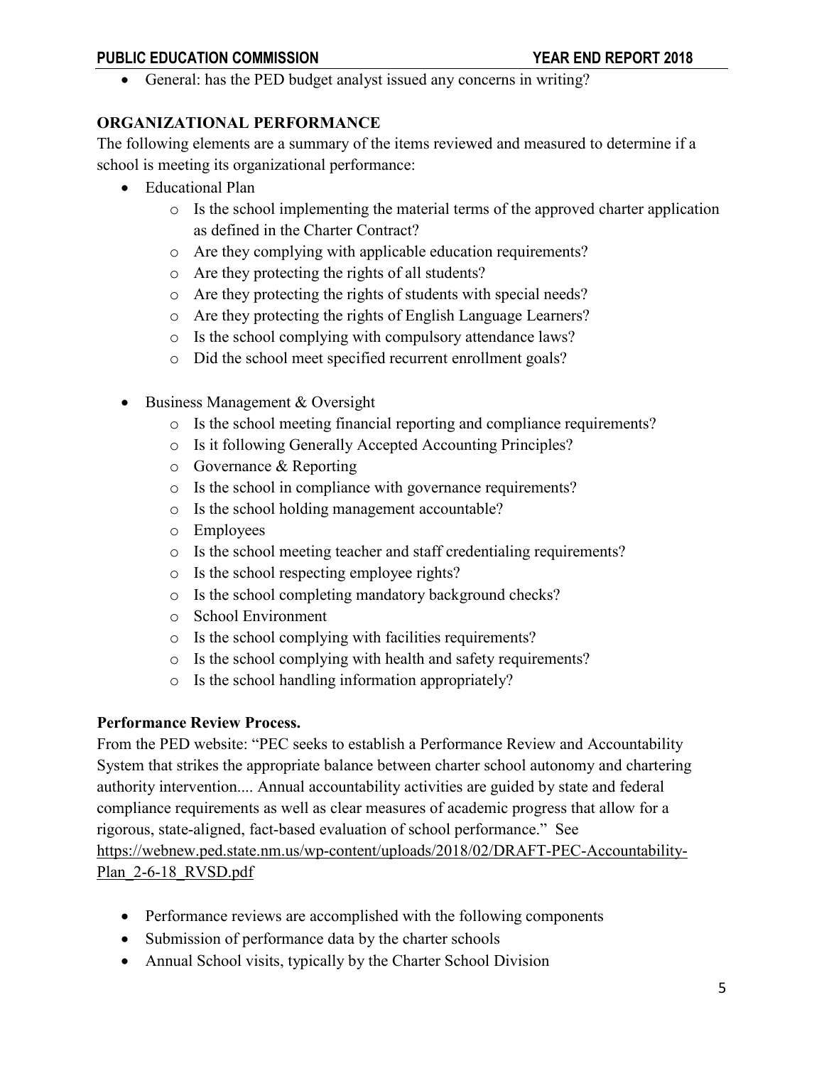- General: has the PED budget analyst issued any concerns in writing?

**ORGANIZATIONAL PERFORMANCE**

The following elements are a summary of the items reviewed and measured to determine if a school is meeting its organizational performance:

- Educational Plan
  - Is the school implementing the material terms of the approved charter application as defined in the Charter Contract?
  - Are they complying with applicable education requirements?
  - Are they protecting the rights of all students?
  - Are they protecting the rights of students with special needs?
  - Are they protecting the rights of English Language Learners?
  - Is the school complying with compulsory attendance laws?
  - Did the school meet specified recurrent enrollment goals?

- Business Management & Oversight
  - Is the school meeting financial reporting and compliance requirements?
  - Is it following Generally Accepted Accounting Principles?
  - Governance & Reporting
  - Is the school in compliance with governance requirements?
  - Is the school holding management accountable?
  - Employees
  - Is the school meeting teacher and staff credentialing requirements?
  - Is the school respecting employee rights?
  - Is the school completing mandatory background checks?
  - School Environment
  - Is the school complying with facilities requirements?
  - Is the school complying with health and safety requirements?
  - Is the school handling information appropriately?

**Performance Review Process.**

From the PED website: "PEC seeks to establish a Performance Review and Accountability System that strikes the appropriate balance between charter school autonomy and chartering authority intervention.... Annual accountability activities are guided by state and federal compliance requirements as well as clear measures of academic progress that allow for a rigorous, state-aligned, fact-based evaluation of school performance." See https://webnew.ped.state.nm.us/wp-content/uploads/2018/02/DRAFT-PEC-Accountability-Plan_2-6-18_RVSD.pdf

- Performance reviews are accomplished with the following components
- Submission of performance data by the charter schools
- Annual School visits, typically by the Charter School Division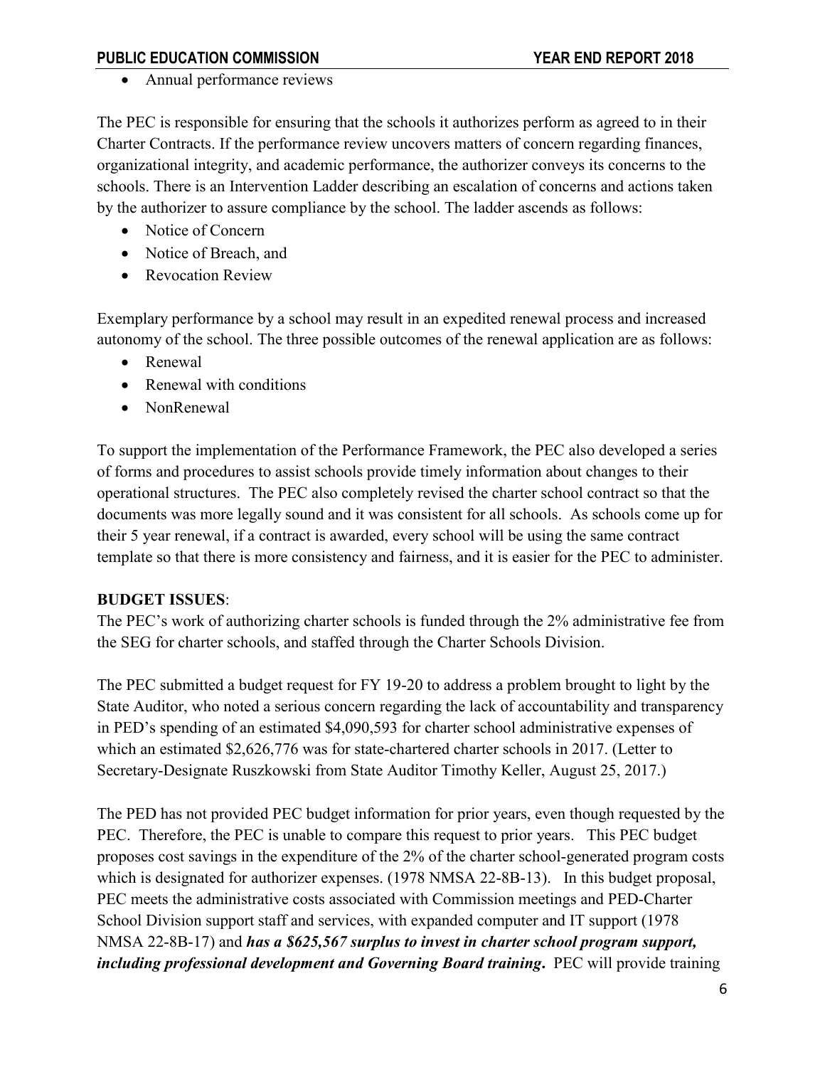- Annual performance reviews

The PEC is responsible for ensuring that the schools it authorizes perform as agreed to in their Charter Contracts. If the performance review uncovers matters of concern regarding finances, organizational integrity, and academic performance, the authorizer conveys its concerns to the schools. There is an Intervention Ladder describing an escalation of concerns and actions taken by the authorizer to assure compliance by the school. The ladder ascends as follows:

- Notice of Concern
- Notice of Breach, and
- Revocation Review

Exemplary performance by a school may result in an expedited renewal process and increased autonomy of the school. The three possible outcomes of the renewal application are as follows:

- Renewal
- Renewal with conditions
- NonRenewal

To support the implementation of the Performance Framework, the PEC also developed a series of forms and procedures to assist schools provide timely information about changes to their operational structures. The PEC also completely revised the charter school contract so that the documents was more legally sound and it was consistent for all schools. As schools come up for their 5 year renewal, if a contract is awarded, every school will be using the same contract template so that there is more consistency and fairness, and it is easier for the PEC to administer.

**BUDGET ISSUES**:

The PEC's work of authorizing charter schools is funded through the 2% administrative fee from the SEG for charter schools, and staffed through the Charter Schools Division.

The PEC submitted a budget request for FY 19-20 to address a problem brought to light by the State Auditor, who noted a serious concern regarding the lack of accountability and transparency in PED's spending of an estimated $4,090,593 for charter school administrative expenses of which an estimated $2,626,776 was for state-chartered charter schools in 2017. (Letter to Secretary-Designate Ruszkowski from State Auditor Timothy Keller, August 25, 2017.)

The PED has not provided PEC budget information for prior years, even though requested by the PEC. Therefore, the PEC is unable to compare this request to prior years. This PEC budget proposes cost savings in the expenditure of the 2% of the charter school-generated program costs which is designated for authorizer expenses. (1978 NMSA 22-8B-13). In this budget proposal, PEC meets the administrative costs associated with Commission meetings and PED-Charter School Division support staff and services, with expanded computer and IT support (1978 NMSA 22-8B-17) and ***has a $625,567 surplus to invest in charter school program support, including professional development and Governing Board training***. PEC will provide training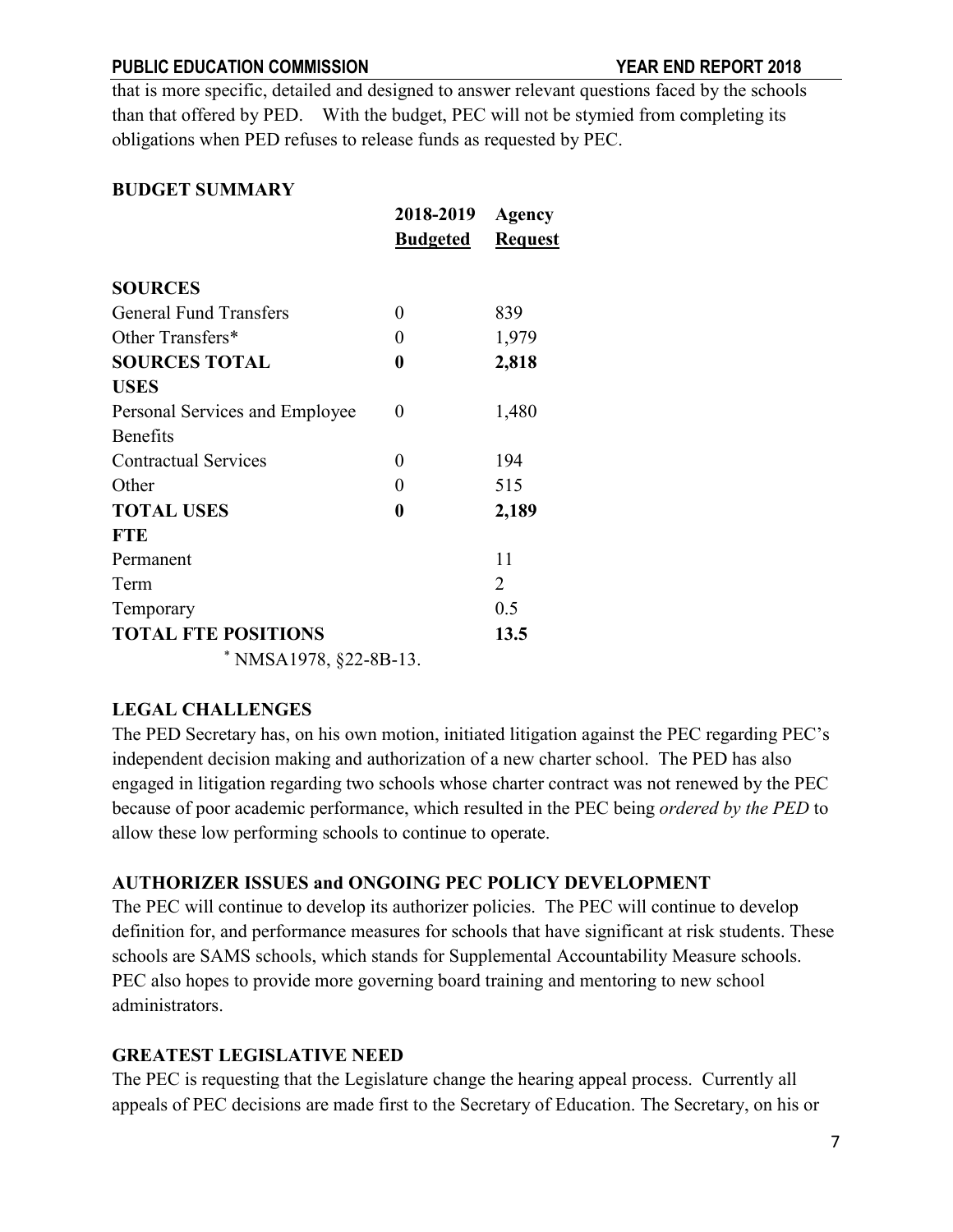that is more specific, detailed and designed to answer relevant questions faced by the schools than that offered by PED. With the budget, PEC will not be stymied from completing its obligations when PED refuses to release funds as requested by PEC.

**BUDGET SUMMARY**

| | 2018-2019 Budgeted | Agency Request |
|---|---|---|
| **SOURCES** | | |
| General Fund Transfers | 0 | 839 |
| Other Transfers* | 0 | 1,979 |
| **SOURCES TOTAL** | **0** | **2,818** |
| **USES** | | |
| Personal Services and Employee Benefits | 0 | 1,480 |
| Contractual Services | 0 | 194 |
| Other | 0 | 515 |
| **TOTAL USES** | **0** | **2,189** |
| **FTE** | | |
| Permanent | | 11 |
| Term | | 2 |
| Temporary | | 0.5 |
| **TOTAL FTE POSITIONS** | | **13.5** |

* NMSA1978, §22-8B-13.

**LEGAL CHALLENGES**

The PED Secretary has, on his own motion, initiated litigation against the PEC regarding PEC's independent decision making and authorization of a new charter school. The PED has also engaged in litigation regarding two schools whose charter contract was not renewed by the PEC because of poor academic performance, which resulted in the PEC being *ordered by the PED* to allow these low performing schools to continue to operate.

**AUTHORIZER ISSUES and ONGOING PEC POLICY DEVELOPMENT**

The PEC will continue to develop its authorizer policies. The PEC will continue to develop definition for, and performance measures for schools that have significant at risk students. These schools are SAMS schools, which stands for Supplemental Accountability Measure schools. PEC also hopes to provide more governing board training and mentoring to new school administrators.

**GREATEST LEGISLATIVE NEED**

The PEC is requesting that the Legislature change the hearing appeal process. Currently all appeals of PEC decisions are made first to the Secretary of Education. The Secretary, on his or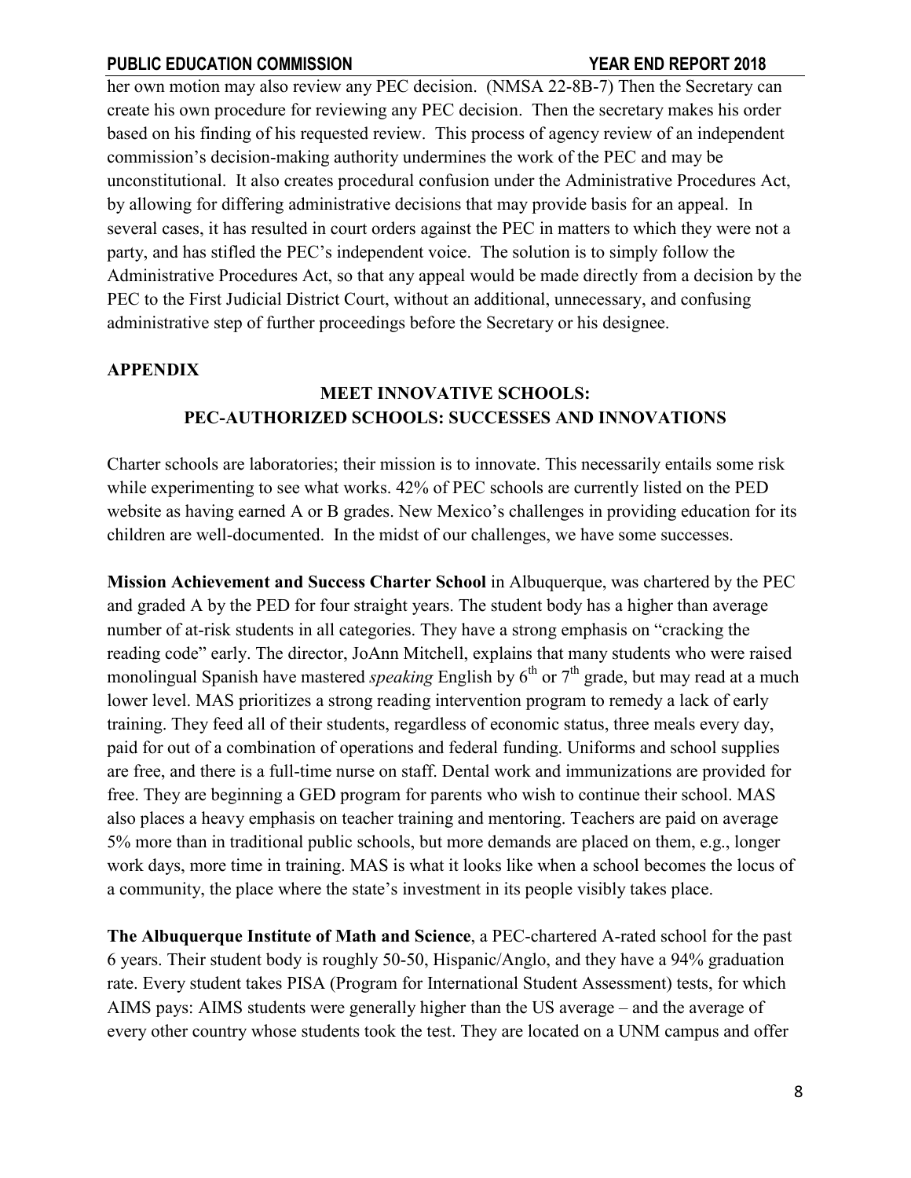her own motion may also review any PEC decision. (NMSA 22-8B-7) Then the Secretary can create his own procedure for reviewing any PEC decision. Then the secretary makes his order based on his finding of his requested review. This process of agency review of an independent commission's decision-making authority undermines the work of the PEC and may be unconstitutional. It also creates procedural confusion under the Administrative Procedures Act, by allowing for differing administrative decisions that may provide basis for an appeal. In several cases, it has resulted in court orders against the PEC in matters to which they were not a party, and has stifled the PEC's independent voice. The solution is to simply follow the Administrative Procedures Act, so that any appeal would be made directly from a decision by the PEC to the First Judicial District Court, without an additional, unnecessary, and confusing administrative step of further proceedings before the Secretary or his designee.

## APPENDIX

### MEET INNOVATIVE SCHOOLS: PEC-AUTHORIZED SCHOOLS: SUCCESSES AND INNOVATIONS

Charter schools are laboratories; their mission is to innovate. This necessarily entails some risk while experimenting to see what works. 42% of PEC schools are currently listed on the PED website as having earned A or B grades. New Mexico's challenges in providing education for its children are well-documented. In the midst of our challenges, we have some successes.

**Mission Achievement and Success Charter School** in Albuquerque, was chartered by the PEC and graded A by the PED for four straight years. The student body has a higher than average number of at-risk students in all categories. They have a strong emphasis on "cracking the reading code" early. The director, JoAnn Mitchell, explains that many students who were raised monolingual Spanish have mastered *speaking* English by 6th or 7th grade, but may read at a much lower level. MAS prioritizes a strong reading intervention program to remedy a lack of early training. They feed all of their students, regardless of economic status, three meals every day, paid for out of a combination of operations and federal funding. Uniforms and school supplies are free, and there is a full-time nurse on staff. Dental work and immunizations are provided for free. They are beginning a GED program for parents who wish to continue their school. MAS also places a heavy emphasis on teacher training and mentoring. Teachers are paid on average 5% more than in traditional public schools, but more demands are placed on them, e.g., longer work days, more time in training. MAS is what it looks like when a school becomes the locus of a community, the place where the state's investment in its people visibly takes place.

**The Albuquerque Institute of Math and Science**, a PEC-chartered A-rated school for the past 6 years. Their student body is roughly 50-50, Hispanic/Anglo, and they have a 94% graduation rate. Every student takes PISA (Program for International Student Assessment) tests, for which AIMS pays: AIMS students were generally higher than the US average – and the average of every other country whose students took the test. They are located on a UNM campus and offer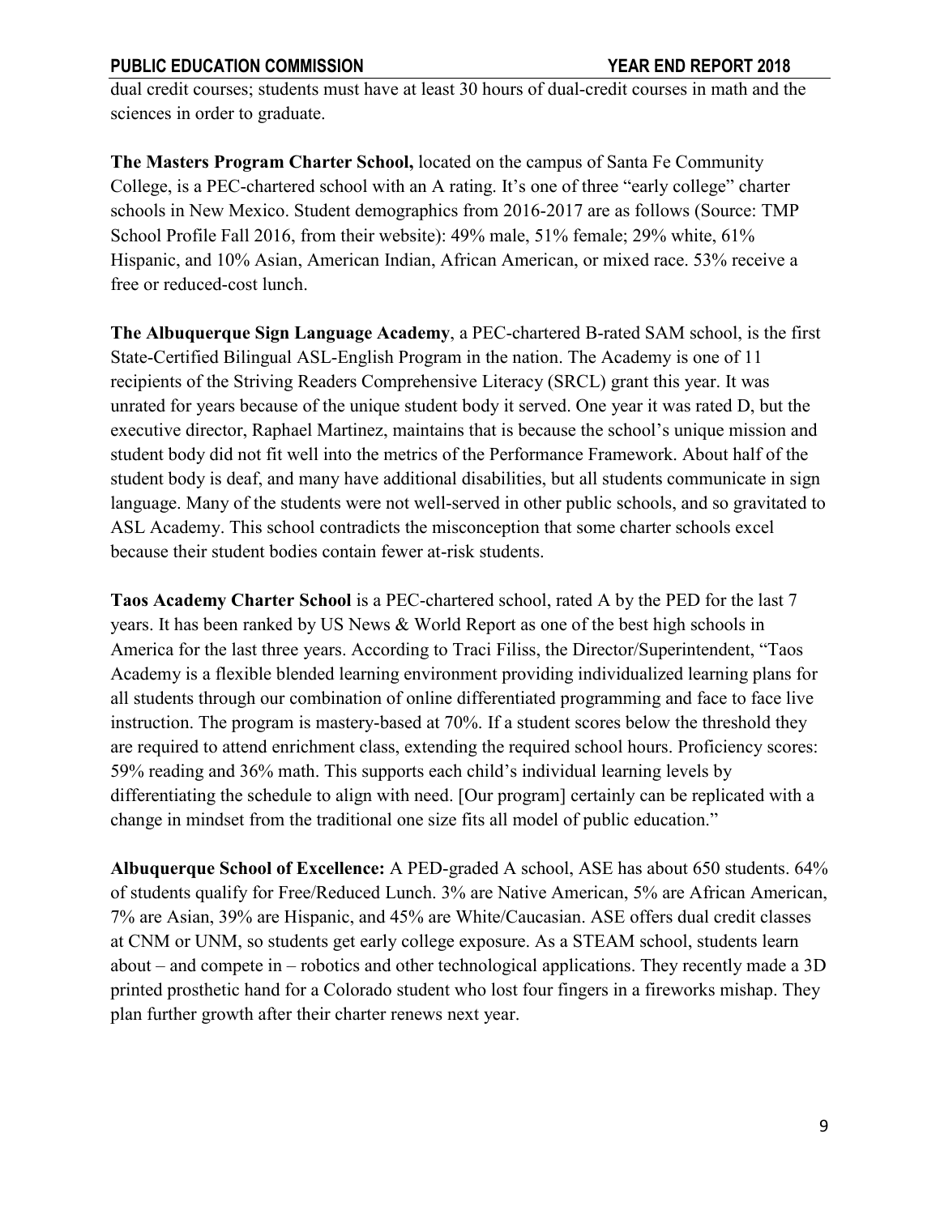dual credit courses; students must have at least 30 hours of dual-credit courses in math and the sciences in order to graduate.

**The Masters Program Charter School,** located on the campus of Santa Fe Community College, is a PEC-chartered school with an A rating. It's one of three "early college" charter schools in New Mexico. Student demographics from 2016-2017 are as follows (Source: TMP School Profile Fall 2016, from their website): 49% male, 51% female; 29% white, 61% Hispanic, and 10% Asian, American Indian, African American, or mixed race. 53% receive a free or reduced-cost lunch.

**The Albuquerque Sign Language Academy**, a PEC-chartered B-rated SAM school, is the first State-Certified Bilingual ASL-English Program in the nation. The Academy is one of 11 recipients of the Striving Readers Comprehensive Literacy (SRCL) grant this year. It was unrated for years because of the unique student body it served. One year it was rated D, but the executive director, Raphael Martinez, maintains that is because the school's unique mission and student body did not fit well into the metrics of the Performance Framework. About half of the student body is deaf, and many have additional disabilities, but all students communicate in sign language. Many of the students were not well-served in other public schools, and so gravitated to ASL Academy. This school contradicts the misconception that some charter schools excel because their student bodies contain fewer at-risk students.

**Taos Academy Charter School** is a PEC-chartered school, rated A by the PED for the last 7 years. It has been ranked by US News & World Report as one of the best high schools in America for the last three years. According to Traci Filiss, the Director/Superintendent, "Taos Academy is a flexible blended learning environment providing individualized learning plans for all students through our combination of online differentiated programming and face to face live instruction. The program is mastery-based at 70%. If a student scores below the threshold they are required to attend enrichment class, extending the required school hours. Proficiency scores: 59% reading and 36% math. This supports each child's individual learning levels by differentiating the schedule to align with need. [Our program] certainly can be replicated with a change in mindset from the traditional one size fits all model of public education."

**Albuquerque School of Excellence:** A PED-graded A school, ASE has about 650 students. 64% of students qualify for Free/Reduced Lunch. 3% are Native American, 5% are African American, 7% are Asian, 39% are Hispanic, and 45% are White/Caucasian. ASE offers dual credit classes at CNM or UNM, so students get early college exposure. As a STEAM school, students learn about – and compete in – robotics and other technological applications. They recently made a 3D printed prosthetic hand for a Colorado student who lost four fingers in a fireworks mishap. They plan further growth after their charter renews next year.